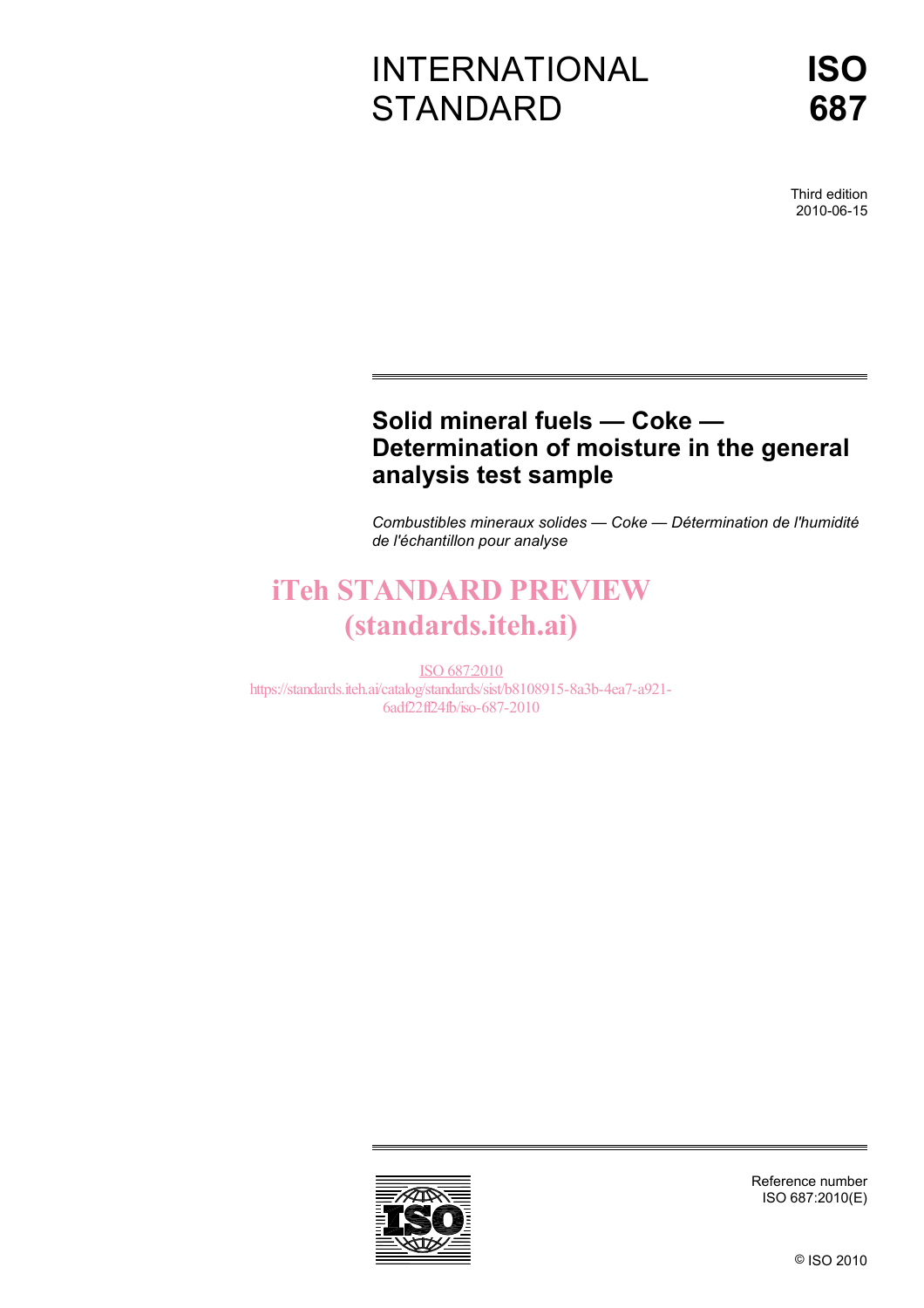# INTERNATIONAL STANDARD

# ISO 687

Third edition
2010-06-15

## Solid mineral fuels — Coke — Determination of moisture in the general analysis test sample

*Combustibles mineraux solides — Coke — Détermination de l'humidité de l'échantillon pour analyse*

iTeh STANDARD PREVIEW
(standards.iteh.ai)

ISO 687:2010
https://standards.iteh.ai/catalog/standards/sist/b8108915-8a3b-4ea7-a921-6adf22ff24fb/iso-687-2010

Reference number
ISO 687:2010(E)

© ISO 2010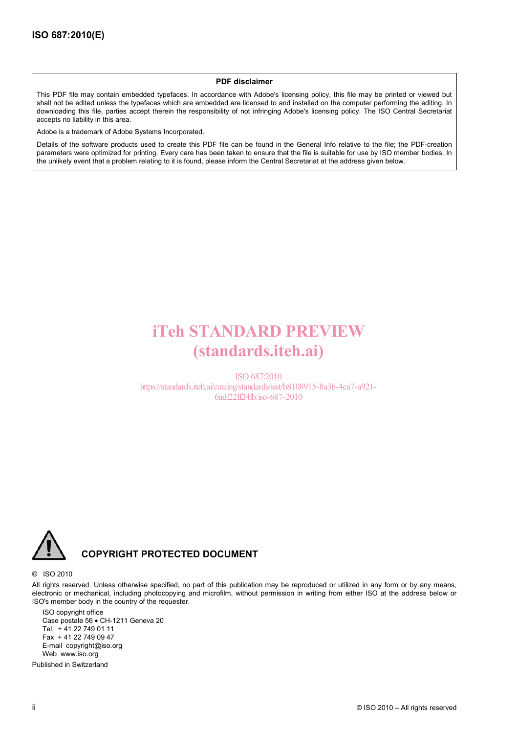**PDF disclaimer**

This PDF file may contain embedded typefaces. In accordance with Adobe's licensing policy, this file may be printed or viewed but shall not be edited unless the typefaces which are embedded are licensed to and installed on the computer performing the editing. In downloading this file, parties accept therein the responsibility of not infringing Adobe's licensing policy. The ISO Central Secretariat accepts no liability in this area.

Adobe is a trademark of Adobe Systems Incorporated.

Details of the software products used to create this PDF file can be found in the General Info relative to the file; the PDF-creation parameters were optimized for printing. Every care has been taken to ensure that the file is suitable for use by ISO member bodies. In the unlikely event that a problem relating to it is found, please inform the Central Secretariat at the address given below.

iTeh STANDARD PREVIEW
(standards.iteh.ai)

ISO 687:2010
https://standards.iteh.ai/catalog/standards/sist/b8108915-8a3b-4ea7-a921-6adf22ff24fb/iso-687-2010

**COPYRIGHT PROTECTED DOCUMENT**

© ISO 2010

All rights reserved. Unless otherwise specified, no part of this publication may be reproduced or utilized in any form or by any means, electronic or mechanical, including photocopying and microfilm, without permission in writing from either ISO at the address below or ISO's member body in the country of the requester.

ISO copyright office
Case postale 56 • CH-1211 Geneva 20
Tel. + 41 22 749 01 11
Fax + 41 22 749 09 47
E-mail copyright@iso.org
Web www.iso.org

Published in Switzerland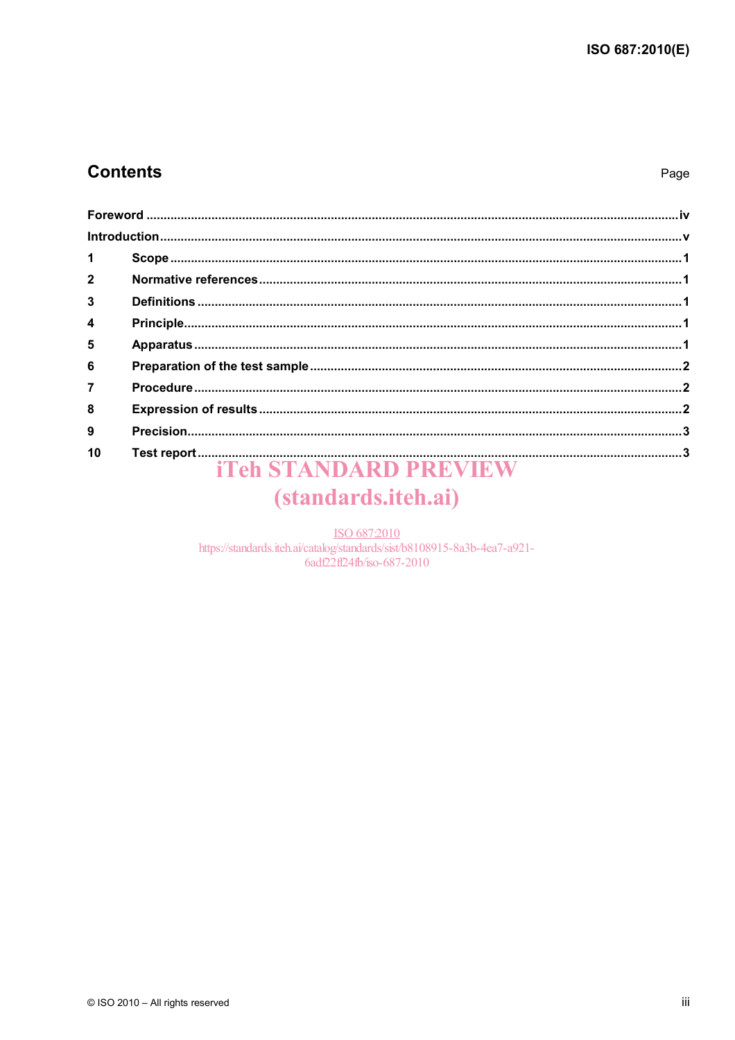## Contents

Page

Foreword .......................................................................................................................................................iv

Introduction.....................................................................................................................................................v

1 Scope ..................................................................................................................................................1

2 Normative references ........................................................................................................................1

3 Definitions ..........................................................................................................................................1

4 Principle..............................................................................................................................................1

5 Apparatus ...........................................................................................................................................1

6 Preparation of the test sample ..........................................................................................................2

7 Procedure ...........................................................................................................................................2

8 Expression of results ........................................................................................................................2

9 Precision.............................................................................................................................................3

10 Test report ..........................................................................................................................................3

iTeh STANDARD PREVIEW
(standards.iteh.ai)

ISO 687:2010
https://standards.iteh.ai/catalog/standards/sist/b8108915-8a3b-4ea7-a921-6adf22ff24fb/iso-687-2010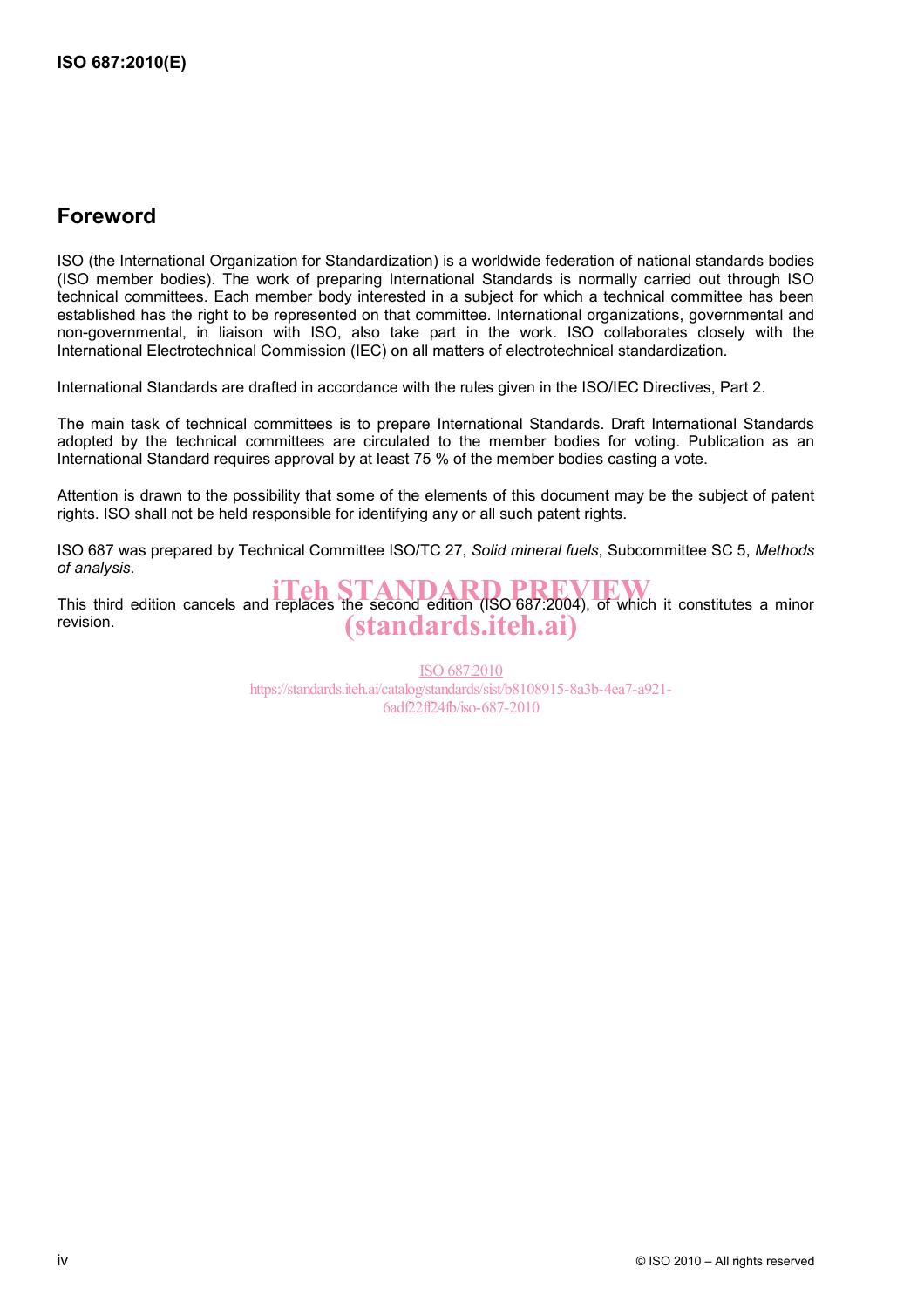## Foreword

ISO (the International Organization for Standardization) is a worldwide federation of national standards bodies (ISO member bodies). The work of preparing International Standards is normally carried out through ISO technical committees. Each member body interested in a subject for which a technical committee has been established has the right to be represented on that committee. International organizations, governmental and non-governmental, in liaison with ISO, also take part in the work. ISO collaborates closely with the International Electrotechnical Commission (IEC) on all matters of electrotechnical standardization.

International Standards are drafted in accordance with the rules given in the ISO/IEC Directives, Part 2.

The main task of technical committees is to prepare International Standards. Draft International Standards adopted by the technical committees are circulated to the member bodies for voting. Publication as an International Standard requires approval by at least 75 % of the member bodies casting a vote.

Attention is drawn to the possibility that some of the elements of this document may be the subject of patent rights. ISO shall not be held responsible for identifying any or all such patent rights.

ISO 687 was prepared by Technical Committee ISO/TC 27, *Solid mineral fuels*, Subcommittee SC 5, *Methods of analysis*.

This third edition cancels and replaces the second edition (ISO 687:2004), of which it constitutes a minor revision.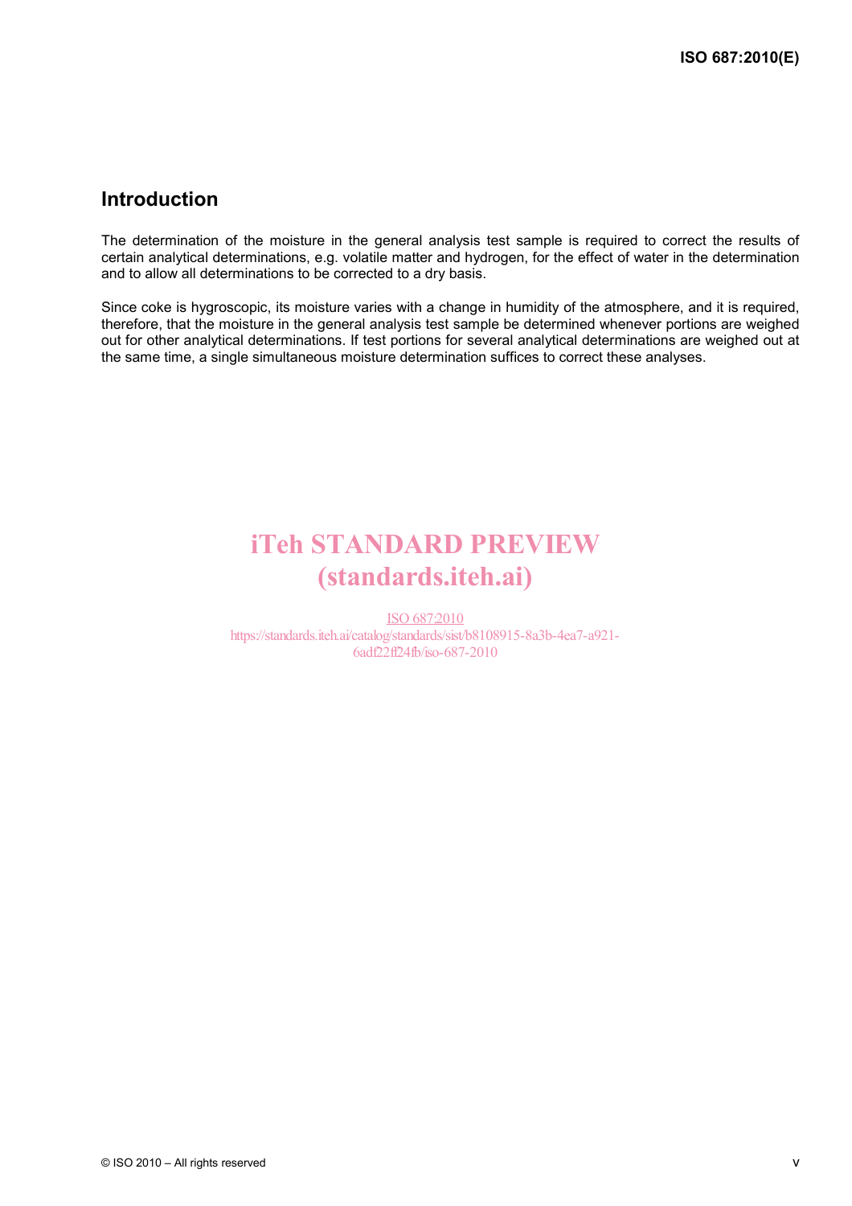## Introduction

The determination of the moisture in the general analysis test sample is required to correct the results of certain analytical determinations, e.g. volatile matter and hydrogen, for the effect of water in the determination and to allow all determinations to be corrected to a dry basis.

Since coke is hygroscopic, its moisture varies with a change in humidity of the atmosphere, and it is required, therefore, that the moisture in the general analysis test sample be determined whenever portions are weighed out for other analytical determinations. If test portions for several analytical determinations are weighed out at the same time, a single simultaneous moisture determination suffices to correct these analyses.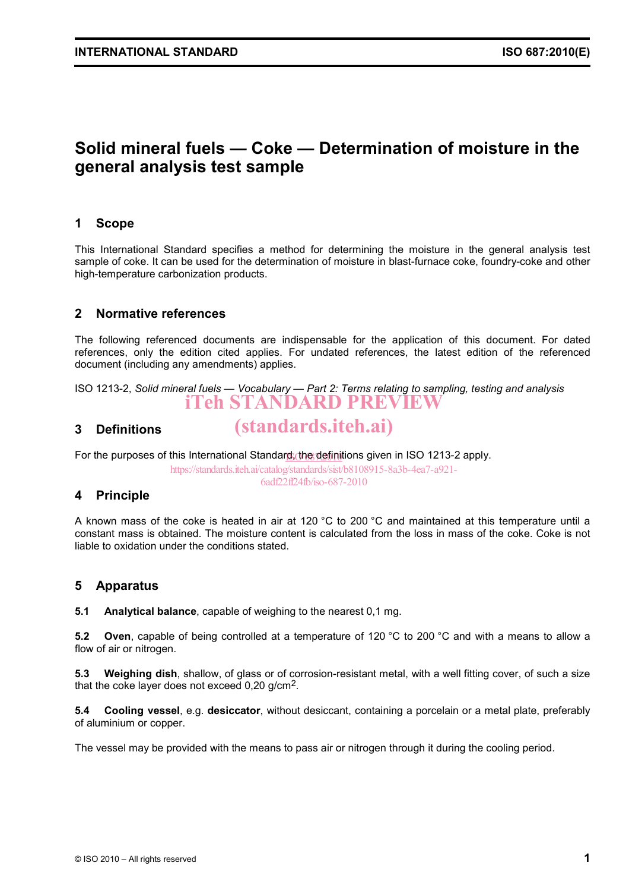# Solid mineral fuels — Coke — Determination of moisture in the general analysis test sample

## 1 Scope

This International Standard specifies a method for determining the moisture in the general analysis test sample of coke. It can be used for the determination of moisture in blast-furnace coke, foundry-coke and other high-temperature carbonization products.

## 2 Normative references

The following referenced documents are indispensable for the application of this document. For dated references, only the edition cited applies. For undated references, the latest edition of the referenced document (including any amendments) applies.

ISO 1213-2, *Solid mineral fuels — Vocabulary — Part 2: Terms relating to sampling, testing and analysis*

## 3 Definitions

For the purposes of this International Standard, the definitions given in ISO 1213-2 apply.

## 4 Principle

A known mass of the coke is heated in air at 120 °C to 200 °C and maintained at this temperature until a constant mass is obtained. The moisture content is calculated from the loss in mass of the coke. Coke is not liable to oxidation under the conditions stated.

## 5 Apparatus

**5.1 Analytical balance**, capable of weighing to the nearest 0,1 mg.

**5.2 Oven**, capable of being controlled at a temperature of 120 °C to 200 °C and with a means to allow a flow of air or nitrogen.

**5.3 Weighing dish**, shallow, of glass or of corrosion-resistant metal, with a well fitting cover, of such a size that the coke layer does not exceed 0,20 g/cm$^2$.

**5.4 Cooling vessel**, e.g. **desiccator**, without desiccant, containing a porcelain or a metal plate, preferably of aluminium or copper.

The vessel may be provided with the means to pass air or nitrogen through it during the cooling period.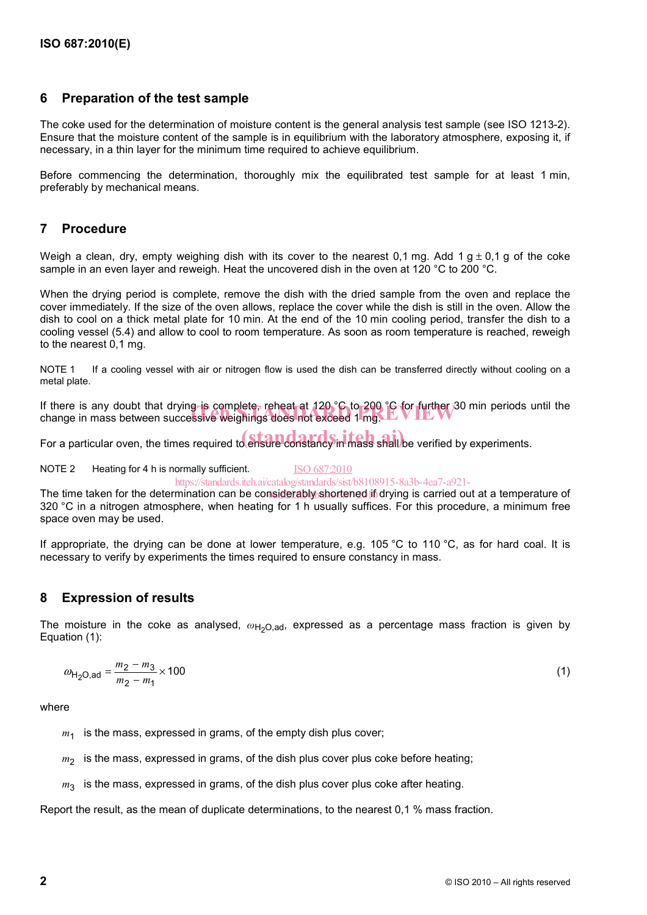## 6 Preparation of the test sample

The coke used for the determination of moisture content is the general analysis test sample (see ISO 1213-2). Ensure that the moisture content of the sample is in equilibrium with the laboratory atmosphere, exposing it, if necessary, in a thin layer for the minimum time required to achieve equilibrium.

Before commencing the determination, thoroughly mix the equilibrated test sample for at least 1 min, preferably by mechanical means.

## 7 Procedure

Weigh a clean, dry, empty weighing dish with its cover to the nearest 0,1 mg. Add 1 g ± 0,1 g of the coke sample in an even layer and reweigh. Heat the uncovered dish in the oven at 120 °C to 200 °C.

When the drying period is complete, remove the dish with the dried sample from the oven and replace the cover immediately. If the size of the oven allows, replace the cover while the dish is still in the oven. Allow the dish to cool on a thick metal plate for 10 min. At the end of the 10 min cooling period, transfer the dish to a cooling vessel (5.4) and allow to cool to room temperature. As soon as room temperature is reached, reweigh to the nearest 0,1 mg.

NOTE 1 If a cooling vessel with air or nitrogen flow is used the dish can be transferred directly without cooling on a metal plate.

If there is any doubt that drying is complete, reheat at 120 °C to 200 °C for further 30 min periods until the change in mass between successive weighings does not exceed 1 mg.

For a particular oven, the times required to ensure constancy in mass shall be verified by experiments.

NOTE 2 Heating for 4 h is normally sufficient.

The time taken for the determination can be considerably shortened if drying is carried out at a temperature of 320 °C in a nitrogen atmosphere, when heating for 1 h usually suffices. For this procedure, a minimum free space oven may be used.

If appropriate, the drying can be done at lower temperature, e.g. 105 °C to 110 °C, as for hard coal. It is necessary to verify by experiments the times required to ensure constancy in mass.

## 8 Expression of results

The moisture in the coke as analysed, $\omega_{H_2O,ad}$, expressed as a percentage mass fraction is given by Equation (1):

$$\omega_{H_2O,ad} = \frac{m_2 - m_3}{m_2 - m_1} \times 100 \qquad (1)$$

where

$m_1$ is the mass, expressed in grams, of the empty dish plus cover;

$m_2$ is the mass, expressed in grams, of the dish plus cover plus coke before heating;

$m_3$ is the mass, expressed in grams, of the dish plus cover plus coke after heating.

Report the result, as the mean of duplicate determinations, to the nearest 0,1 % mass fraction.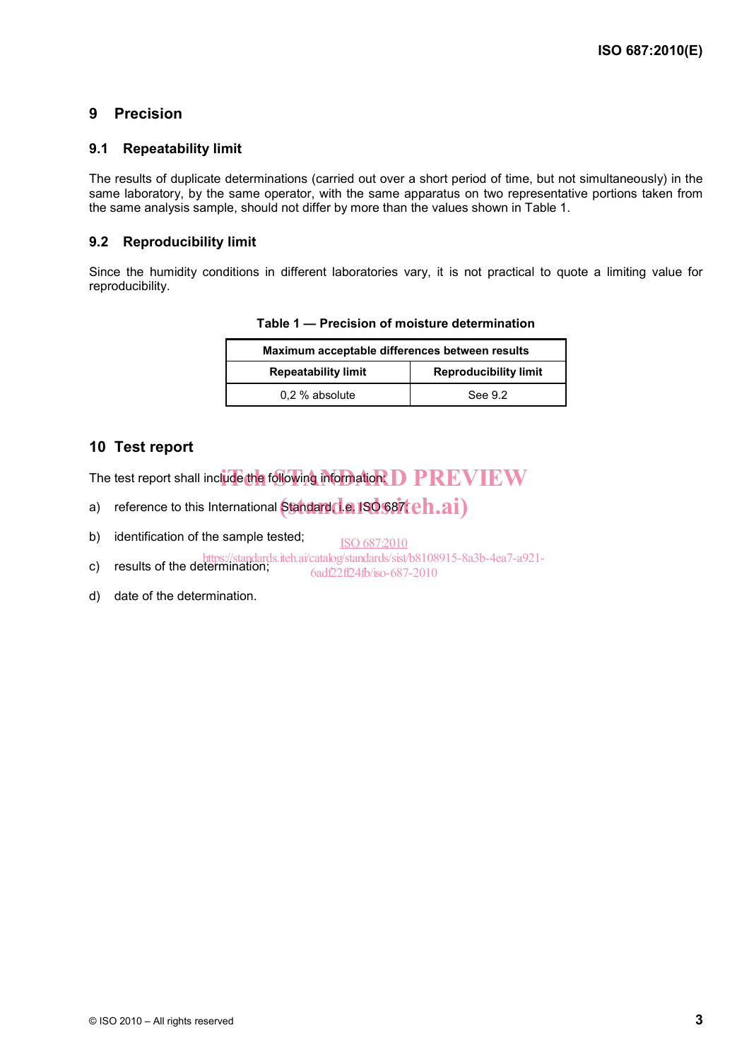## 9 Precision

### 9.1 Repeatability limit

The results of duplicate determinations (carried out over a short period of time, but not simultaneously) in the same laboratory, by the same operator, with the same apparatus on two representative portions taken from the same analysis sample, should not differ by more than the values shown in Table 1.

### 9.2 Reproducibility limit

Since the humidity conditions in different laboratories vary, it is not practical to quote a limiting value for reproducibility.

**Table 1 — Precision of moisture determination**

| Maximum acceptable differences between results | |
|---|---|
| **Repeatability limit** | **Reproducibility limit** |
| 0,2 % absolute | See 9.2 |

## 10 Test report

The test report shall include the following information:

a) reference to this International Standard, i.e. ISO 687;

b) identification of the sample tested;

c) results of the determination;

d) date of the determination.